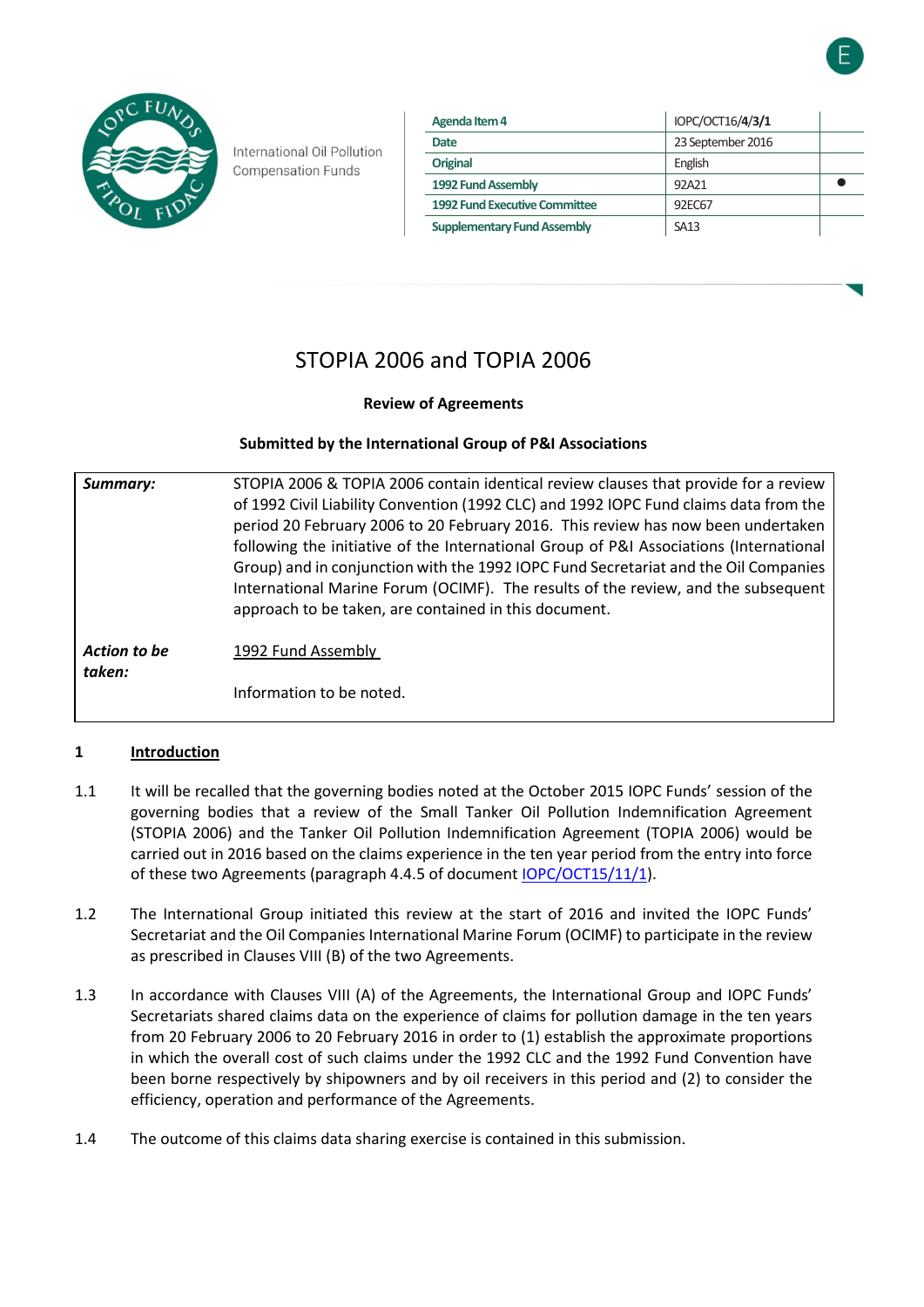International Oil Pollution Compensation Funds

| | | |
|---|---|---|
| Agenda Item 4 | IOPC/OCT16/**4/3/1** | |
| Date | 23 September 2016 | |
| Original | English | |
| 1992 Fund Assembly | 92A21 | ● |
| 1992 Fund Executive Committee | 92EC67 | |
| Supplementary Fund Assembly | SA13 | |

# STOPIA 2006 and TOPIA 2006

**Review of Agreements**

**Submitted by the International Group of P&I Associations**

| | |
|---|---|
| ***Summary:*** | STOPIA 2006 & TOPIA 2006 contain identical review clauses that provide for a review of 1992 Civil Liability Convention (1992 CLC) and 1992 IOPC Fund claims data from the period 20 February 2006 to 20 February 2016. This review has now been undertaken following the initiative of the International Group of P&I Associations (International Group) and in conjunction with the 1992 IOPC Fund Secretariat and the Oil Companies International Marine Forum (OCIMF). The results of the review, and the subsequent approach to be taken, are contained in this document. |
| ***Action to be taken:*** | 1992 Fund Assembly<br><br>Information to be noted. |

## 1 Introduction

1.1 It will be recalled that the governing bodies noted at the October 2015 IOPC Funds' session of the governing bodies that a review of the Small Tanker Oil Pollution Indemnification Agreement (STOPIA 2006) and the Tanker Oil Pollution Indemnification Agreement (TOPIA 2006) would be carried out in 2016 based on the claims experience in the ten year period from the entry into force of these two Agreements (paragraph 4.4.5 of document IOPC/OCT15/11/1).

1.2 The International Group initiated this review at the start of 2016 and invited the IOPC Funds' Secretariat and the Oil Companies International Marine Forum (OCIMF) to participate in the review as prescribed in Clauses VIII (B) of the two Agreements.

1.3 In accordance with Clauses VIII (A) of the Agreements, the International Group and IOPC Funds' Secretariats shared claims data on the experience of claims for pollution damage in the ten years from 20 February 2006 to 20 February 2016 in order to (1) establish the approximate proportions in which the overall cost of such claims under the 1992 CLC and the 1992 Fund Convention have been borne respectively by shipowners and by oil receivers in this period and (2) to consider the efficiency, operation and performance of the Agreements.

1.4 The outcome of this claims data sharing exercise is contained in this submission.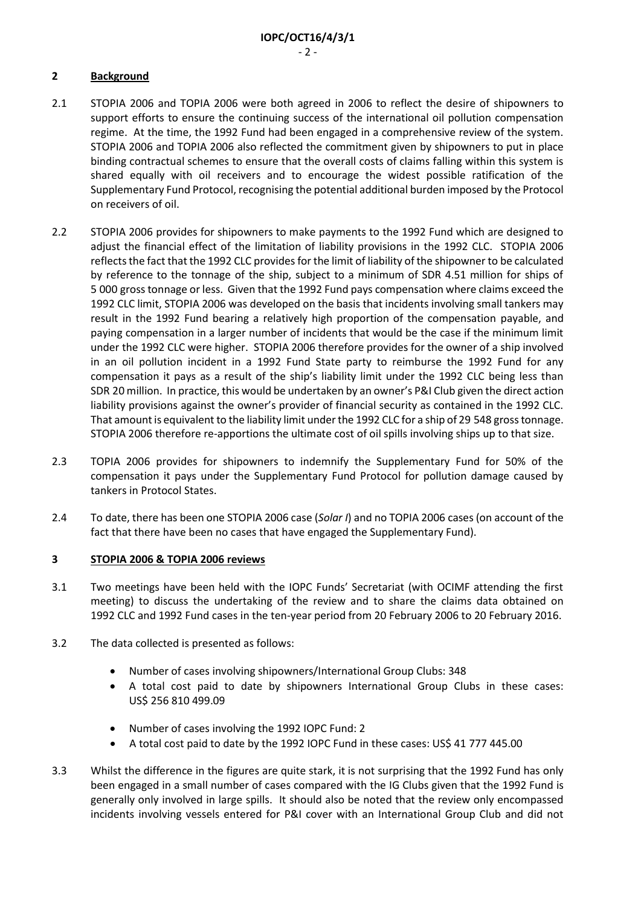## 2 Background

2.1 STOPIA 2006 and TOPIA 2006 were both agreed in 2006 to reflect the desire of shipowners to support efforts to ensure the continuing success of the international oil pollution compensation regime. At the time, the 1992 Fund had been engaged in a comprehensive review of the system. STOPIA 2006 and TOPIA 2006 also reflected the commitment given by shipowners to put in place binding contractual schemes to ensure that the overall costs of claims falling within this system is shared equally with oil receivers and to encourage the widest possible ratification of the Supplementary Fund Protocol, recognising the potential additional burden imposed by the Protocol on receivers of oil.

2.2 STOPIA 2006 provides for shipowners to make payments to the 1992 Fund which are designed to adjust the financial effect of the limitation of liability provisions in the 1992 CLC. STOPIA 2006 reflects the fact that the 1992 CLC provides for the limit of liability of the shipowner to be calculated by reference to the tonnage of the ship, subject to a minimum of SDR 4.51 million for ships of 5 000 gross tonnage or less. Given that the 1992 Fund pays compensation where claims exceed the 1992 CLC limit, STOPIA 2006 was developed on the basis that incidents involving small tankers may result in the 1992 Fund bearing a relatively high proportion of the compensation payable, and paying compensation in a larger number of incidents that would be the case if the minimum limit under the 1992 CLC were higher. STOPIA 2006 therefore provides for the owner of a ship involved in an oil pollution incident in a 1992 Fund State party to reimburse the 1992 Fund for any compensation it pays as a result of the ship's liability limit under the 1992 CLC being less than SDR 20 million. In practice, this would be undertaken by an owner's P&I Club given the direct action liability provisions against the owner's provider of financial security as contained in the 1992 CLC. That amount is equivalent to the liability limit under the 1992 CLC for a ship of 29 548 gross tonnage. STOPIA 2006 therefore re-apportions the ultimate cost of oil spills involving ships up to that size.

2.3 TOPIA 2006 provides for shipowners to indemnify the Supplementary Fund for 50% of the compensation it pays under the Supplementary Fund Protocol for pollution damage caused by tankers in Protocol States.

2.4 To date, there has been one STOPIA 2006 case (*Solar I*) and no TOPIA 2006 cases (on account of the fact that there have been no cases that have engaged the Supplementary Fund).

## 3 STOPIA 2006 & TOPIA 2006 reviews

3.1 Two meetings have been held with the IOPC Funds' Secretariat (with OCIMF attending the first meeting) to discuss the undertaking of the review and to share the claims data obtained on 1992 CLC and 1992 Fund cases in the ten-year period from 20 February 2006 to 20 February 2016.

3.2 The data collected is presented as follows:

- Number of cases involving shipowners/International Group Clubs: 348
- A total cost paid to date by shipowners International Group Clubs in these cases: US$ 256 810 499.09

- Number of cases involving the 1992 IOPC Fund: 2
- A total cost paid to date by the 1992 IOPC Fund in these cases: US$ 41 777 445.00

3.3 Whilst the difference in the figures are quite stark, it is not surprising that the 1992 Fund has only been engaged in a small number of cases compared with the IG Clubs given that the 1992 Fund is generally only involved in large spills. It should also be noted that the review only encompassed incidents involving vessels entered for P&I cover with an International Group Club and did not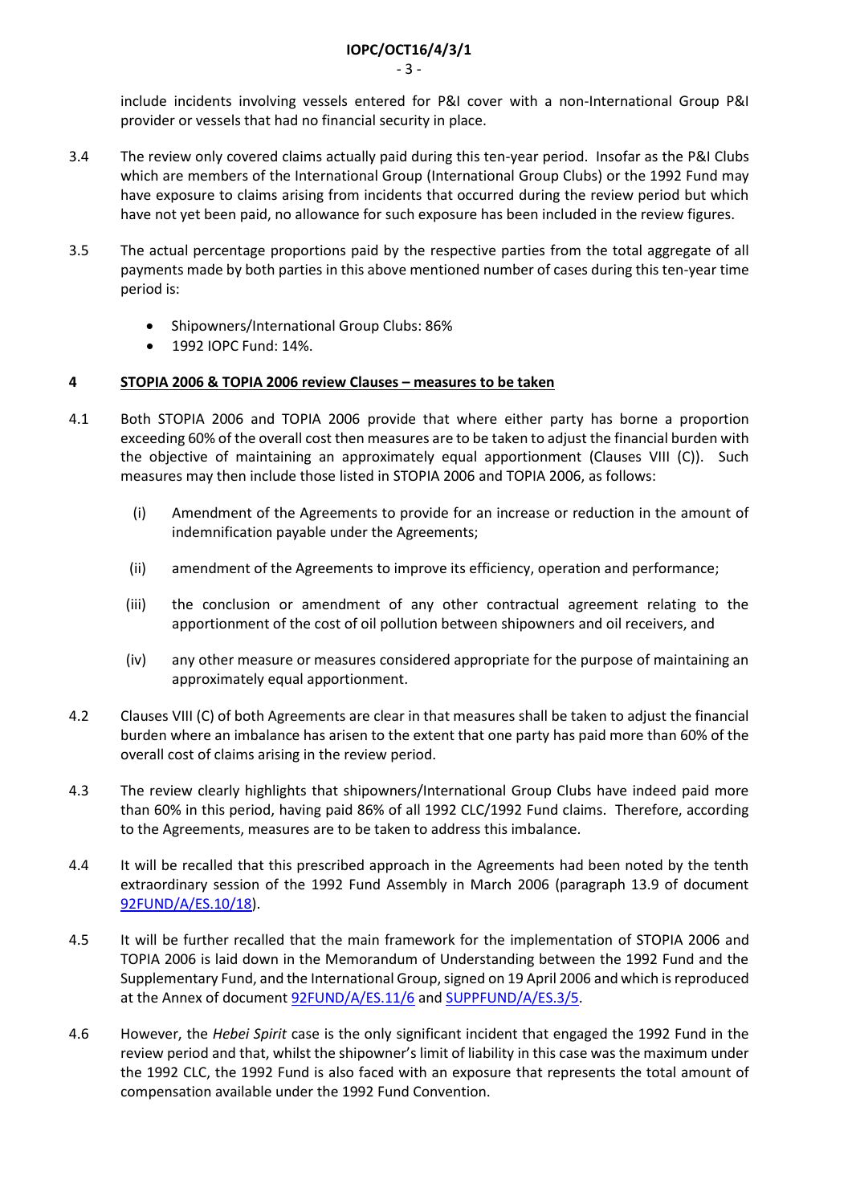include incidents involving vessels entered for P&I cover with a non-International Group P&I provider or vessels that had no financial security in place.

3.4 The review only covered claims actually paid during this ten-year period. Insofar as the P&I Clubs which are members of the International Group (International Group Clubs) or the 1992 Fund may have exposure to claims arising from incidents that occurred during the review period but which have not yet been paid, no allowance for such exposure has been included in the review figures.

3.5 The actual percentage proportions paid by the respective parties from the total aggregate of all payments made by both parties in this above mentioned number of cases during this ten-year time period is:

- Shipowners/International Group Clubs: 86%
- 1992 IOPC Fund: 14%.

## 4 STOPIA 2006 & TOPIA 2006 review Clauses – measures to be taken

4.1 Both STOPIA 2006 and TOPIA 2006 provide that where either party has borne a proportion exceeding 60% of the overall cost then measures are to be taken to adjust the financial burden with the objective of maintaining an approximately equal apportionment (Clauses VIII (C)). Such measures may then include those listed in STOPIA 2006 and TOPIA 2006, as follows:

(i) Amendment of the Agreements to provide for an increase or reduction in the amount of indemnification payable under the Agreements;

(ii) amendment of the Agreements to improve its efficiency, operation and performance;

(iii) the conclusion or amendment of any other contractual agreement relating to the apportionment of the cost of oil pollution between shipowners and oil receivers, and

(iv) any other measure or measures considered appropriate for the purpose of maintaining an approximately equal apportionment.

4.2 Clauses VIII (C) of both Agreements are clear in that measures shall be taken to adjust the financial burden where an imbalance has arisen to the extent that one party has paid more than 60% of the overall cost of claims arising in the review period.

4.3 The review clearly highlights that shipowners/International Group Clubs have indeed paid more than 60% in this period, having paid 86% of all 1992 CLC/1992 Fund claims. Therefore, according to the Agreements, measures are to be taken to address this imbalance.

4.4 It will be recalled that this prescribed approach in the Agreements had been noted by the tenth extraordinary session of the 1992 Fund Assembly in March 2006 (paragraph 13.9 of document 92FUND/A/ES.10/18).

4.5 It will be further recalled that the main framework for the implementation of STOPIA 2006 and TOPIA 2006 is laid down in the Memorandum of Understanding between the 1992 Fund and the Supplementary Fund, and the International Group, signed on 19 April 2006 and which is reproduced at the Annex of document 92FUND/A/ES.11/6 and SUPPFUND/A/ES.3/5.

4.6 However, the *Hebei Spirit* case is the only significant incident that engaged the 1992 Fund in the review period and that, whilst the shipowner's limit of liability in this case was the maximum under the 1992 CLC, the 1992 Fund is also faced with an exposure that represents the total amount of compensation available under the 1992 Fund Convention.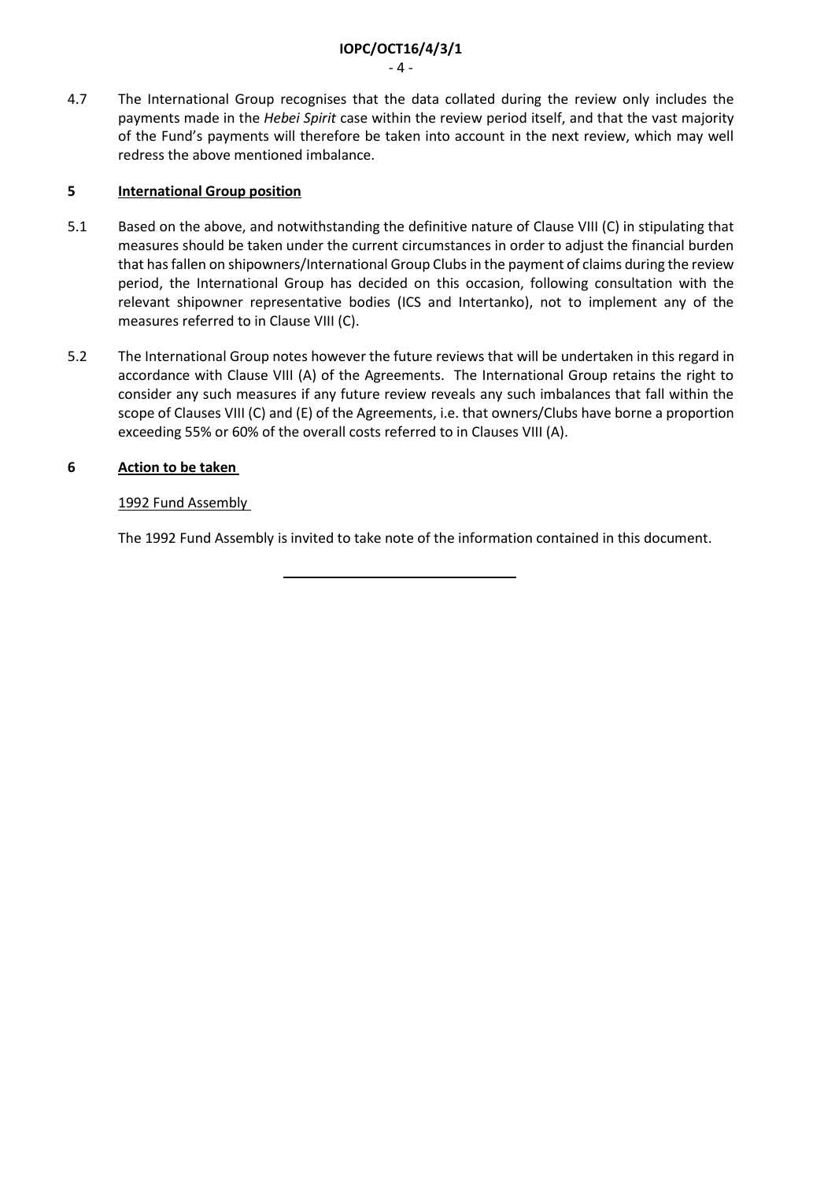4.7 The International Group recognises that the data collated during the review only includes the payments made in the *Hebei Spirit* case within the review period itself, and that the vast majority of the Fund's payments will therefore be taken into account in the next review, which may well redress the above mentioned imbalance.

## 5 International Group position

5.1 Based on the above, and notwithstanding the definitive nature of Clause VIII (C) in stipulating that measures should be taken under the current circumstances in order to adjust the financial burden that has fallen on shipowners/International Group Clubs in the payment of claims during the review period, the International Group has decided on this occasion, following consultation with the relevant shipowner representative bodies (ICS and Intertanko), not to implement any of the measures referred to in Clause VIII (C).

5.2 The International Group notes however the future reviews that will be undertaken in this regard in accordance with Clause VIII (A) of the Agreements. The International Group retains the right to consider any such measures if any future review reveals any such imbalances that fall within the scope of Clauses VIII (C) and (E) of the Agreements, i.e. that owners/Clubs have borne a proportion exceeding 55% or 60% of the overall costs referred to in Clauses VIII (A).

## 6 Action to be taken

1992 Fund Assembly

The 1992 Fund Assembly is invited to take note of the information contained in this document.